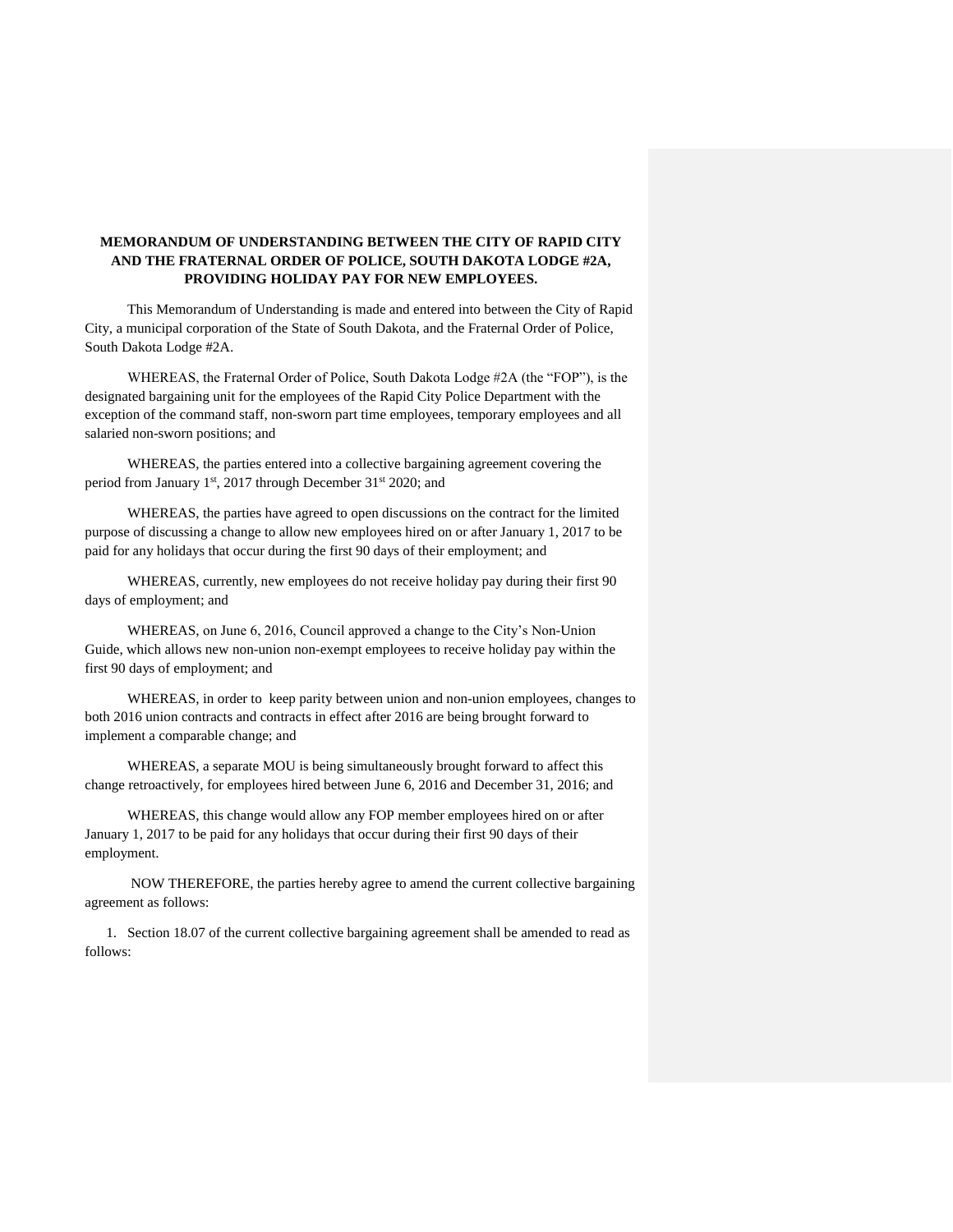**MEMORANDUM OF UNDERSTANDING BETWEEN THE CITY OF RAPID CITY AND THE FRATERNAL ORDER OF POLICE, SOUTH DAKOTA LODGE #2A, PROVIDING HOLIDAY PAY FOR NEW EMPLOYEES.**

This Memorandum of Understanding is made and entered into between the City of Rapid City, a municipal corporation of the State of South Dakota, and the Fraternal Order of Police, South Dakota Lodge #2A.

WHEREAS, the Fraternal Order of Police, South Dakota Lodge #2A (the "FOP"), is the designated bargaining unit for the employees of the Rapid City Police Department with the exception of the command staff, non-sworn part time employees, temporary employees and all salaried non-sworn positions; and

WHEREAS, the parties entered into a collective bargaining agreement covering the period from January 1st, 2017 through December 31st 2020; and

WHEREAS, the parties have agreed to open discussions on the contract for the limited purpose of discussing a change to allow new employees hired on or after January 1, 2017 to be paid for any holidays that occur during the first 90 days of their employment; and

WHEREAS, currently, new employees do not receive holiday pay during their first 90 days of employment; and

WHEREAS, on June 6, 2016, Council approved a change to the City's Non-Union Guide, which allows new non-union non-exempt employees to receive holiday pay within the first 90 days of employment; and

WHEREAS, in order to keep parity between union and non-union employees, changes to both 2016 union contracts and contracts in effect after 2016 are being brought forward to implement a comparable change; and

WHEREAS, a separate MOU is being simultaneously brought forward to affect this change retroactively, for employees hired between June 6, 2016 and December 31, 2016; and

WHEREAS, this change would allow any FOP member employees hired on or after January 1, 2017 to be paid for any holidays that occur during their first 90 days of their employment.

NOW THEREFORE, the parties hereby agree to amend the current collective bargaining agreement as follows:

1. Section 18.07 of the current collective bargaining agreement shall be amended to read as follows: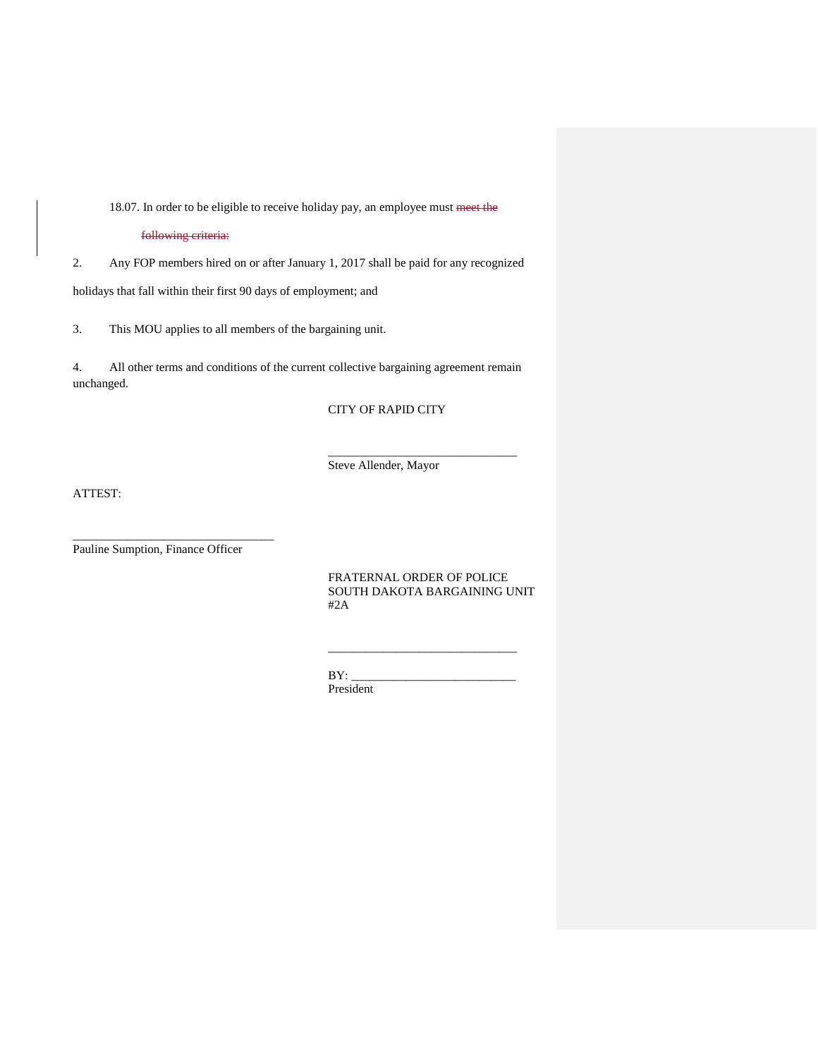18.07. In order to be eligible to receive holiday pay, an employee must ~~meet the following criteria:~~

2. Any FOP members hired on or after January 1, 2017 shall be paid for any recognized holidays that fall within their first 90 days of employment; and

3. This MOU applies to all members of the bargaining unit.

4. All other terms and conditions of the current collective bargaining agreement remain unchanged.

CITY OF RAPID CITY

______________________________
Steve Allender, Mayor

ATTEST:

______________________________
Pauline Sumption, Finance Officer

FRATERNAL ORDER OF POLICE
SOUTH DAKOTA BARGAINING UNIT #2A

______________________________

BY: __________________________
President